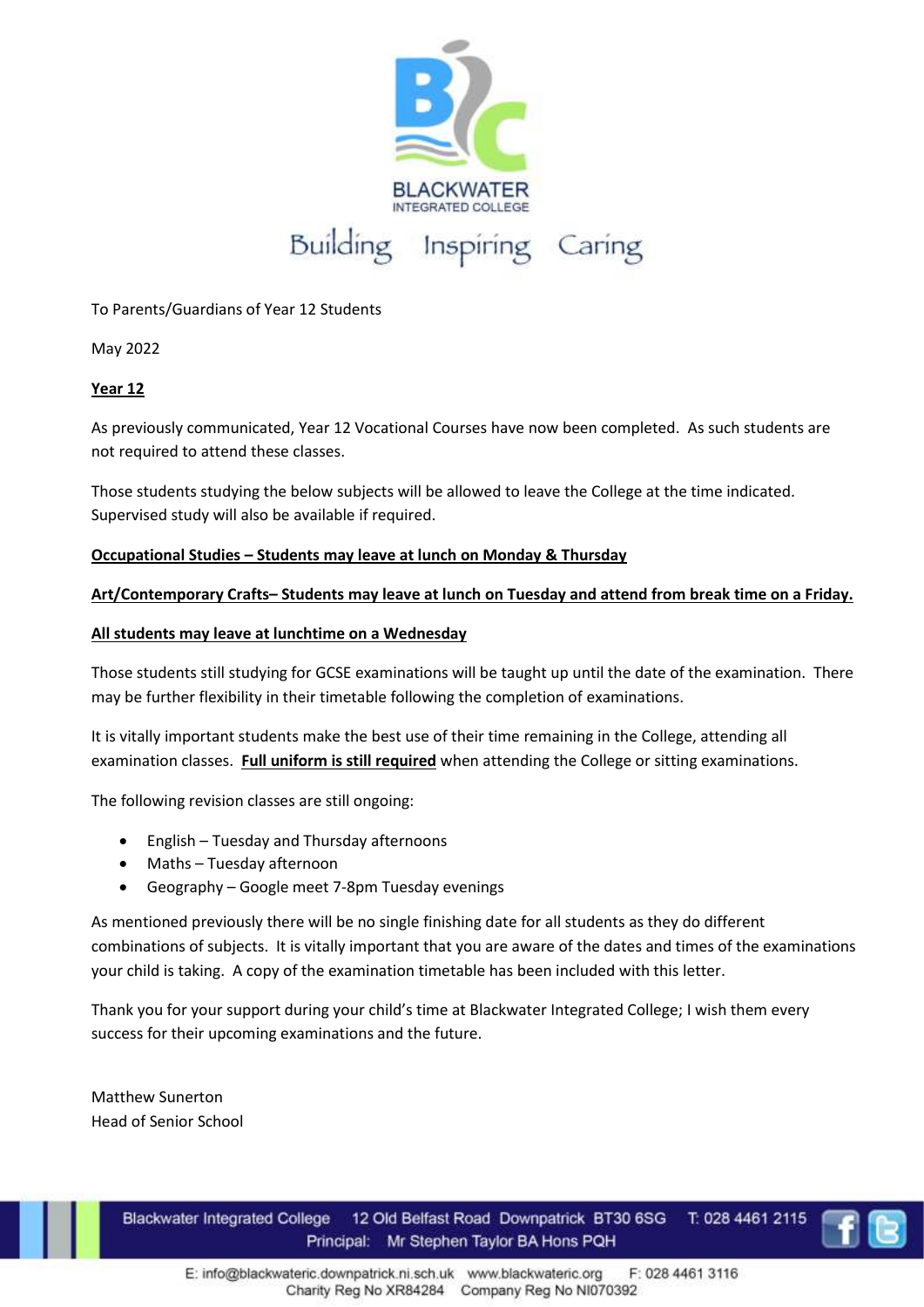BLACKWATER
INTEGRATED COLLEGE

Building Inspiring Caring

To Parents/Guardians of Year 12 Students

May 2022

**Year 12**

As previously communicated, Year 12 Vocational Courses have now been completed. As such students are not required to attend these classes.

Those students studying the below subjects will be allowed to leave the College at the time indicated. Supervised study will also be available if required.

**Occupational Studies – Students may leave at lunch on Monday & Thursday**

**Art/Contemporary Crafts– Students may leave at lunch on Tuesday and attend from break time on a Friday.**

**All students may leave at lunchtime on a Wednesday**

Those students still studying for GCSE examinations will be taught up until the date of the examination. There may be further flexibility in their timetable following the completion of examinations.

It is vitally important students make the best use of their time remaining in the College, attending all examination classes. **Full uniform is still required** when attending the College or sitting examinations.

The following revision classes are still ongoing:

- English – Tuesday and Thursday afternoons
- Maths – Tuesday afternoon
- Geography – Google meet 7-8pm Tuesday evenings

As mentioned previously there will be no single finishing date for all students as they do different combinations of subjects. It is vitally important that you are aware of the dates and times of the examinations your child is taking. A copy of the examination timetable has been included with this letter.

Thank you for your support during your child's time at Blackwater Integrated College; I wish them every success for their upcoming examinations and the future.

Matthew Sunerton
Head of Senior School

Blackwater Integrated College 12 Old Belfast Road Downpatrick BT30 6SG T: 028 4461 2115
Principal: Mr Stephen Taylor BA Hons PQH

E: info@blackwateric.downpatrick.ni.sch.uk www.blackwateric.org F: 028 4461 3116
Charity Reg No XR84284 Company Reg No NI070392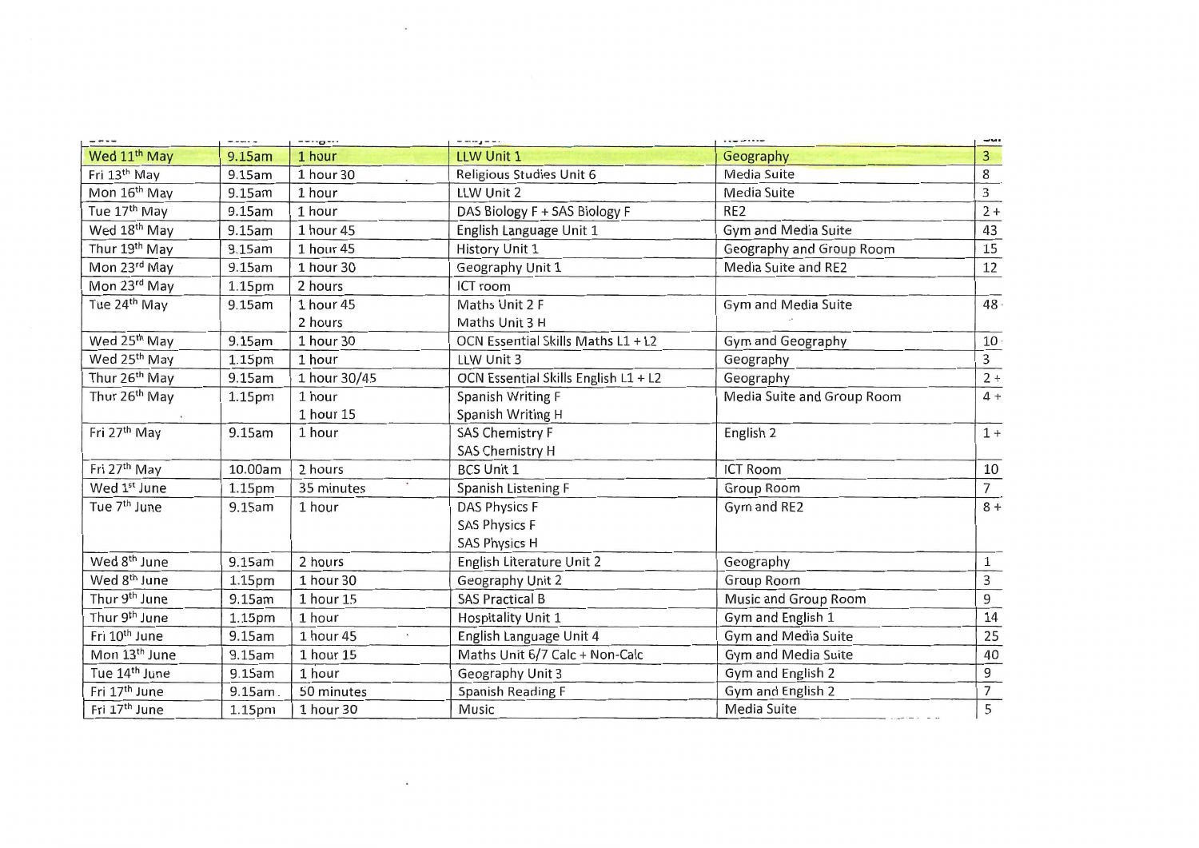| | | | | | |
|---|---|---|---|---|---|
| Wed 11th May | 9.15am | 1 hour | LLW Unit 1 | Geography | 3 |
| Fri 13th May | 9.15am | 1 hour 30 | Religious Studies Unit 6 | Media Suite | 8 |
| Mon 16th May | 9.15am | 1 hour | LLW Unit 2 | Media Suite | 3 |
| Tue 17th May | 9.15am | 1 hour | DAS Biology F + SAS Biology F | RE2 | 2 + |
| Wed 18th May | 9.15am | 1 hour 45 | English Language Unit 1 | Gym and Media Suite | 43 |
| Thur 19th May | 9.15am | 1 hour 45 | History Unit 1 | Geography and Group Room | 15 |
| Mon 23rd May | 9.15am | 1 hour 30 | Geography Unit 1 | Media Suite and RE2 | 12 |
| Mon 23rd May | 1.15pm | 2 hours | ICT room | | |
| Tue 24th May | 9.15am | 1 hour 45<br>2 hours | Maths Unit 2 F<br>Maths Unit 3 H | Gym and Media Suite | 48 |
| Wed 25th May | 9.15am | 1 hour 30 | OCN Essential Skills Maths L1 + L2 | Gym and Geography | 10 |
| Wed 25th May | 1.15pm | 1 hour | LLW Unit 3 | Geography | 3 |
| Thur 26th May | 9.15am | 1 hour 30/45 | OCN Essential Skills English L1 + L2 | Geography | 2 + |
| Thur 26th May | 1.15pm | 1 hour<br>1 hour 15 | Spanish Writing F<br>Spanish Writing H | Media Suite and Group Room | 4 + |
| Fri 27th May | 9.15am | 1 hour | SAS Chemistry F<br>SAS Chemistry H | English 2 | 1 + |
| Fri 27th May | 10.00am | 2 hours | BCS Unit 1 | ICT Room | 10 |
| Wed 1st June | 1.15pm | 35 minutes | Spanish Listening F | Group Room | 7 |
| Tue 7th June | 9.15am | 1 hour | DAS Physics F<br>SAS Physics F<br>SAS Physics H | Gym and RE2 | 8 + |
| Wed 8th June | 9.15am | 2 hours | English Literature Unit 2 | Geography | 1 |
| Wed 8th June | 1.15pm | 1 hour 30 | Geography Unit 2 | Group Room | 3 |
| Thur 9th June | 9.15am | 1 hour 15 | SAS Practical B | Music and Group Room | 9 |
| Thur 9th June | 1.15pm | 1 hour | Hospitality Unit 1 | Gym and English 1 | 14 |
| Fri 10th June | 9.15am | 1 hour 45 | English Language Unit 4 | Gym and Media Suite | 25 |
| Mon 13th June | 9.15am | 1 hour 15 | Maths Unit 6/7 Calc + Non-Calc | Gym and Media Suite | 40 |
| Tue 14th June | 9.15am | 1 hour | Geography Unit 3 | Gym and English 2 | 9 |
| Fri 17th June | 9.15am | 50 minutes | Spanish Reading F | Gym and English 2 | 7 |
| Fri 17th June | 1.15pm | 1 hour 30 | Music | Media Suite | 5 |